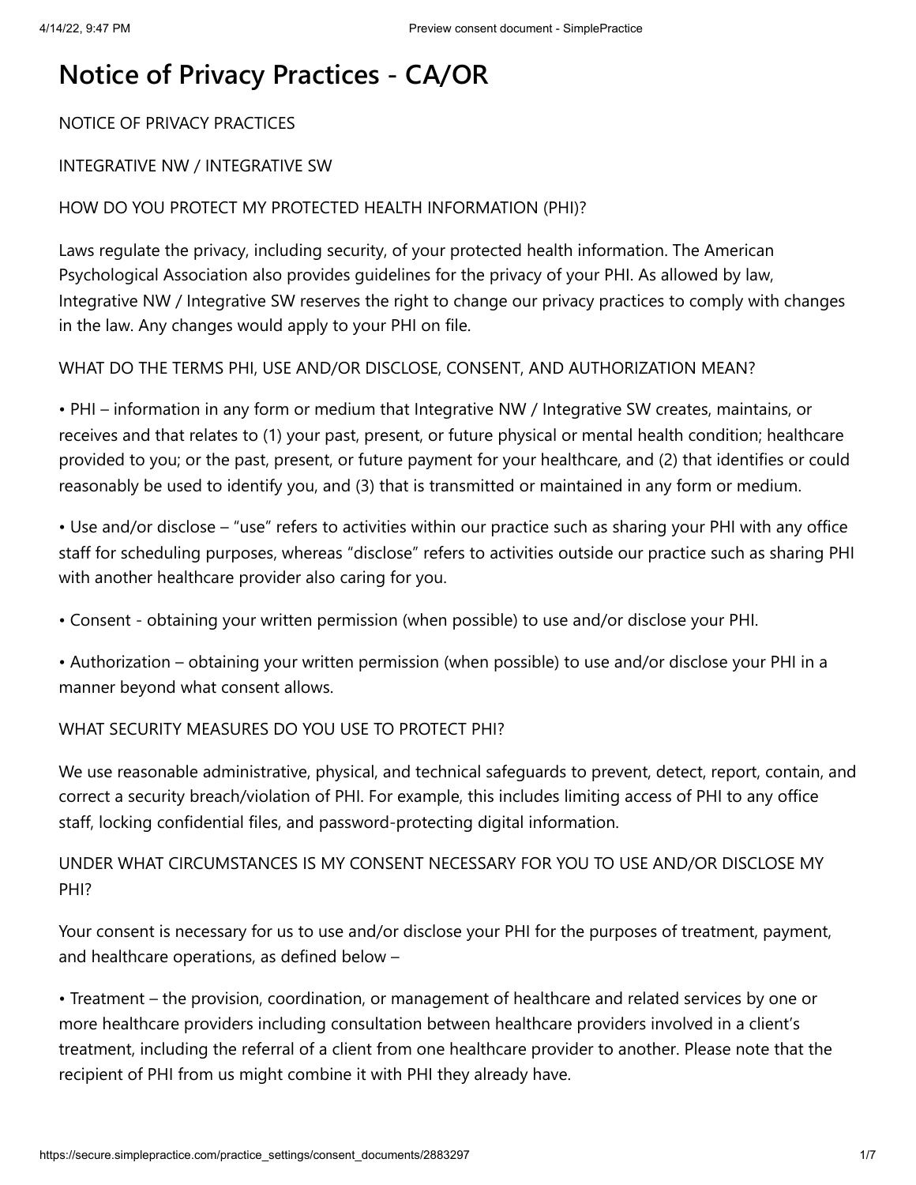# Notice of Privacy Practices - CA/OR

NOTICE OF PRIVACY PRACTICES

INTEGRATIVE NW / INTEGRATIVE SW

HOW DO YOU PROTECT MY PROTECTED HEALTH INFORMATION (PHI)?

Laws regulate the privacy, including security, of your protected health information. The American Psychological Association also provides guidelines for the privacy of your PHI. As allowed by law, Integrative NW / Integrative SW reserves the right to change our privacy practices to comply with changes in the law. Any changes would apply to your PHI on file.

WHAT DO THE TERMS PHI, USE AND/OR DISCLOSE, CONSENT, AND AUTHORIZATION MEAN?

• PHI – information in any form or medium that Integrative NW / Integrative SW creates, maintains, or receives and that relates to (1) your past, present, or future physical or mental health condition; healthcare provided to you; or the past, present, or future payment for your healthcare, and (2) that identifies or could reasonably be used to identify you, and (3) that is transmitted or maintained in any form or medium.

• Use and/or disclose – "use" refers to activities within our practice such as sharing your PHI with any office staff for scheduling purposes, whereas "disclose" refers to activities outside our practice such as sharing PHI with another healthcare provider also caring for you.

• Consent - obtaining your written permission (when possible) to use and/or disclose your PHI.

• Authorization – obtaining your written permission (when possible) to use and/or disclose your PHI in a manner beyond what consent allows.

WHAT SECURITY MEASURES DO YOU USE TO PROTECT PHI?

We use reasonable administrative, physical, and technical safeguards to prevent, detect, report, contain, and correct a security breach/violation of PHI. For example, this includes limiting access of PHI to any office staff, locking confidential files, and password-protecting digital information.

UNDER WHAT CIRCUMSTANCES IS MY CONSENT NECESSARY FOR YOU TO USE AND/OR DISCLOSE MY PHI?

Your consent is necessary for us to use and/or disclose your PHI for the purposes of treatment, payment, and healthcare operations, as defined below –

• Treatment – the provision, coordination, or management of healthcare and related services by one or more healthcare providers including consultation between healthcare providers involved in a client's treatment, including the referral of a client from one healthcare provider to another. Please note that the recipient of PHI from us might combine it with PHI they already have.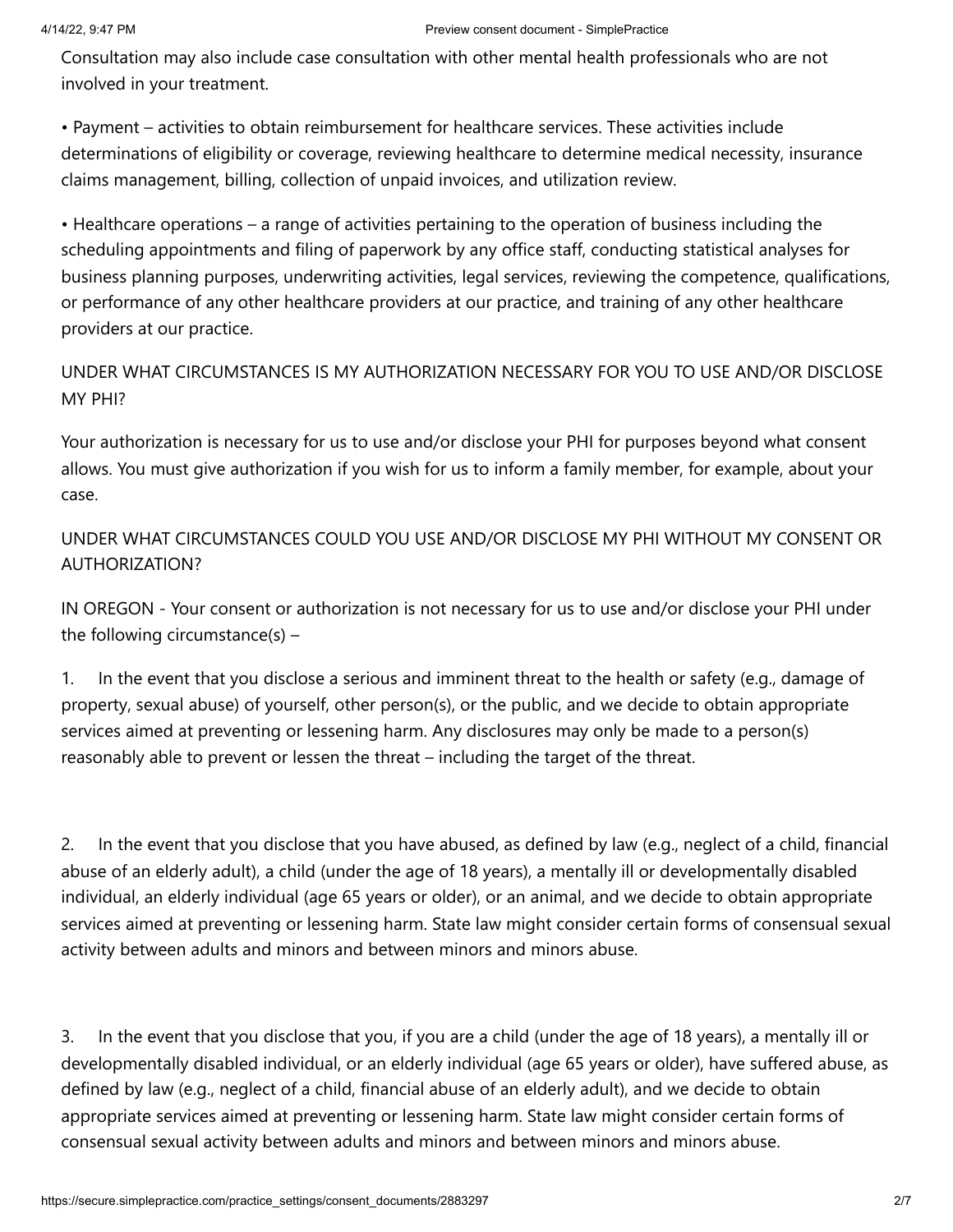Consultation may also include case consultation with other mental health professionals who are not involved in your treatment.

• Payment – activities to obtain reimbursement for healthcare services. These activities include determinations of eligibility or coverage, reviewing healthcare to determine medical necessity, insurance claims management, billing, collection of unpaid invoices, and utilization review.

• Healthcare operations – a range of activities pertaining to the operation of business including the scheduling appointments and filing of paperwork by any office staff, conducting statistical analyses for business planning purposes, underwriting activities, legal services, reviewing the competence, qualifications, or performance of any other healthcare providers at our practice, and training of any other healthcare providers at our practice.

UNDER WHAT CIRCUMSTANCES IS MY AUTHORIZATION NECESSARY FOR YOU TO USE AND/OR DISCLOSE MY PHI?

Your authorization is necessary for us to use and/or disclose your PHI for purposes beyond what consent allows. You must give authorization if you wish for us to inform a family member, for example, about your case.

UNDER WHAT CIRCUMSTANCES COULD YOU USE AND/OR DISCLOSE MY PHI WITHOUT MY CONSENT OR AUTHORIZATION?

IN OREGON - Your consent or authorization is not necessary for us to use and/or disclose your PHI under the following circumstance(s) –

1. In the event that you disclose a serious and imminent threat to the health or safety (e.g., damage of property, sexual abuse) of yourself, other person(s), or the public, and we decide to obtain appropriate services aimed at preventing or lessening harm. Any disclosures may only be made to a person(s) reasonably able to prevent or lessen the threat – including the target of the threat.

2. In the event that you disclose that you have abused, as defined by law (e.g., neglect of a child, financial abuse of an elderly adult), a child (under the age of 18 years), a mentally ill or developmentally disabled individual, an elderly individual (age 65 years or older), or an animal, and we decide to obtain appropriate services aimed at preventing or lessening harm. State law might consider certain forms of consensual sexual activity between adults and minors and between minors and minors abuse.

3. In the event that you disclose that you, if you are a child (under the age of 18 years), a mentally ill or developmentally disabled individual, or an elderly individual (age 65 years or older), have suffered abuse, as defined by law (e.g., neglect of a child, financial abuse of an elderly adult), and we decide to obtain appropriate services aimed at preventing or lessening harm. State law might consider certain forms of consensual sexual activity between adults and minors and between minors and minors abuse.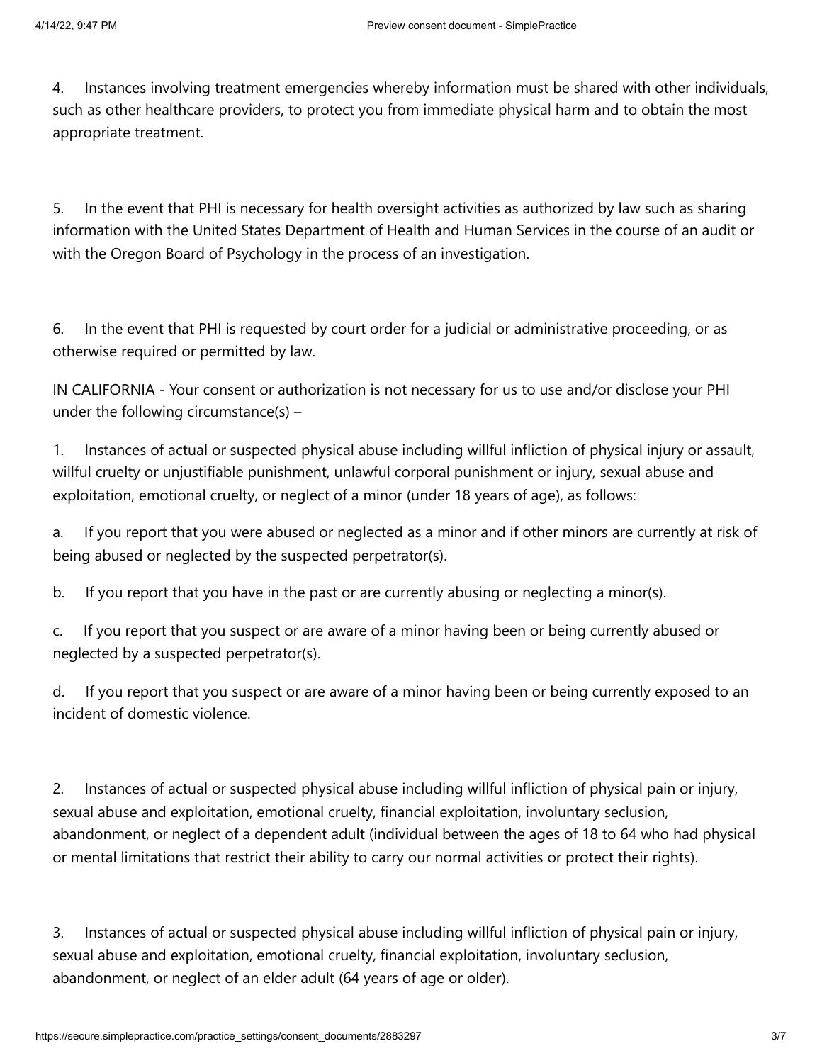4. Instances involving treatment emergencies whereby information must be shared with other individuals, such as other healthcare providers, to protect you from immediate physical harm and to obtain the most appropriate treatment.

5. In the event that PHI is necessary for health oversight activities as authorized by law such as sharing information with the United States Department of Health and Human Services in the course of an audit or with the Oregon Board of Psychology in the process of an investigation.

6. In the event that PHI is requested by court order for a judicial or administrative proceeding, or as otherwise required or permitted by law.

IN CALIFORNIA - Your consent or authorization is not necessary for us to use and/or disclose your PHI under the following circumstance(s) –

1. Instances of actual or suspected physical abuse including willful infliction of physical injury or assault, willful cruelty or unjustifiable punishment, unlawful corporal punishment or injury, sexual abuse and exploitation, emotional cruelty, or neglect of a minor (under 18 years of age), as follows:

a. If you report that you were abused or neglected as a minor and if other minors are currently at risk of being abused or neglected by the suspected perpetrator(s).

b. If you report that you have in the past or are currently abusing or neglecting a minor(s).

c. If you report that you suspect or are aware of a minor having been or being currently abused or neglected by a suspected perpetrator(s).

d. If you report that you suspect or are aware of a minor having been or being currently exposed to an incident of domestic violence.

2. Instances of actual or suspected physical abuse including willful infliction of physical pain or injury, sexual abuse and exploitation, emotional cruelty, financial exploitation, involuntary seclusion, abandonment, or neglect of a dependent adult (individual between the ages of 18 to 64 who had physical or mental limitations that restrict their ability to carry our normal activities or protect their rights).

3. Instances of actual or suspected physical abuse including willful infliction of physical pain or injury, sexual abuse and exploitation, emotional cruelty, financial exploitation, involuntary seclusion, abandonment, or neglect of an elder adult (64 years of age or older).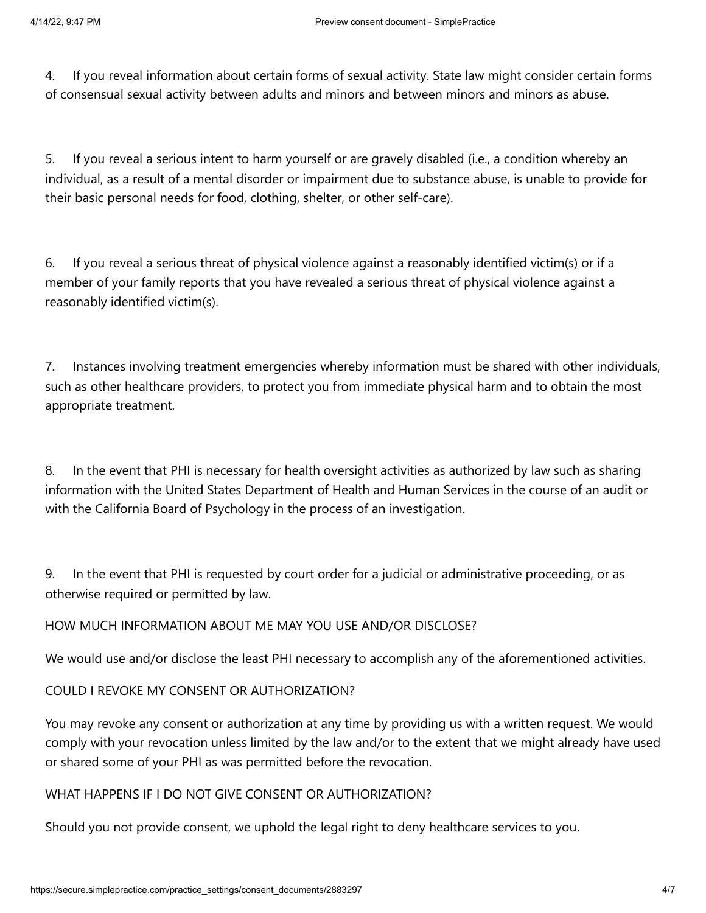4. If you reveal information about certain forms of sexual activity. State law might consider certain forms of consensual sexual activity between adults and minors and between minors and minors as abuse.

5. If you reveal a serious intent to harm yourself or are gravely disabled (i.e., a condition whereby an individual, as a result of a mental disorder or impairment due to substance abuse, is unable to provide for their basic personal needs for food, clothing, shelter, or other self-care).

6. If you reveal a serious threat of physical violence against a reasonably identified victim(s) or if a member of your family reports that you have revealed a serious threat of physical violence against a reasonably identified victim(s).

7. Instances involving treatment emergencies whereby information must be shared with other individuals, such as other healthcare providers, to protect you from immediate physical harm and to obtain the most appropriate treatment.

8. In the event that PHI is necessary for health oversight activities as authorized by law such as sharing information with the United States Department of Health and Human Services in the course of an audit or with the California Board of Psychology in the process of an investigation.

9. In the event that PHI is requested by court order for a judicial or administrative proceeding, or as otherwise required or permitted by law.

HOW MUCH INFORMATION ABOUT ME MAY YOU USE AND/OR DISCLOSE?

We would use and/or disclose the least PHI necessary to accomplish any of the aforementioned activities.

COULD I REVOKE MY CONSENT OR AUTHORIZATION?

You may revoke any consent or authorization at any time by providing us with a written request. We would comply with your revocation unless limited by the law and/or to the extent that we might already have used or shared some of your PHI as was permitted before the revocation.

WHAT HAPPENS IF I DO NOT GIVE CONSENT OR AUTHORIZATION?

Should you not provide consent, we uphold the legal right to deny healthcare services to you.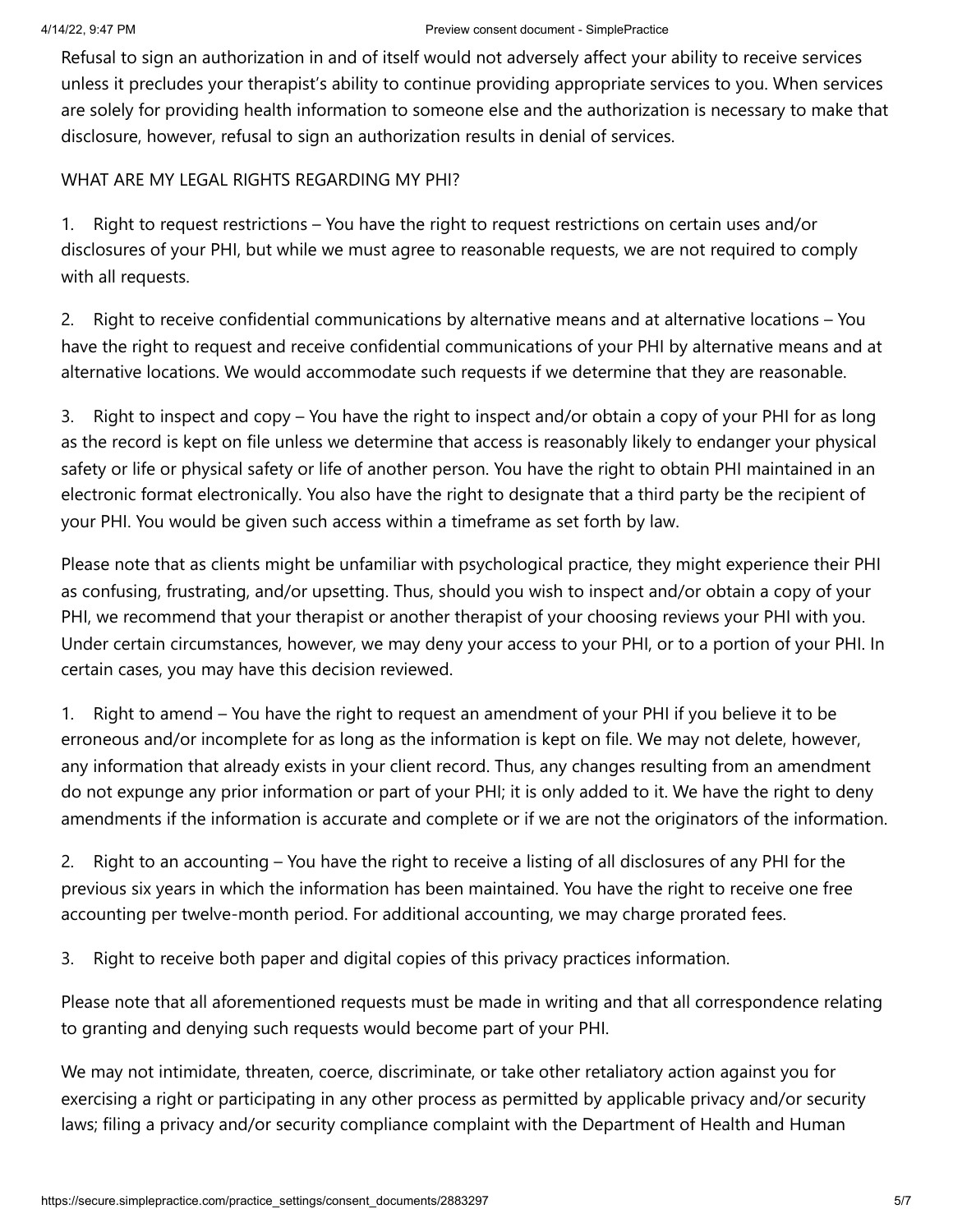Refusal to sign an authorization in and of itself would not adversely affect your ability to receive services unless it precludes your therapist's ability to continue providing appropriate services to you. When services are solely for providing health information to someone else and the authorization is necessary to make that disclosure, however, refusal to sign an authorization results in denial of services.

WHAT ARE MY LEGAL RIGHTS REGARDING MY PHI?

1. Right to request restrictions – You have the right to request restrictions on certain uses and/or disclosures of your PHI, but while we must agree to reasonable requests, we are not required to comply with all requests.

2. Right to receive confidential communications by alternative means and at alternative locations – You have the right to request and receive confidential communications of your PHI by alternative means and at alternative locations. We would accommodate such requests if we determine that they are reasonable.

3. Right to inspect and copy – You have the right to inspect and/or obtain a copy of your PHI for as long as the record is kept on file unless we determine that access is reasonably likely to endanger your physical safety or life or physical safety or life of another person. You have the right to obtain PHI maintained in an electronic format electronically. You also have the right to designate that a third party be the recipient of your PHI. You would be given such access within a timeframe as set forth by law.

Please note that as clients might be unfamiliar with psychological practice, they might experience their PHI as confusing, frustrating, and/or upsetting. Thus, should you wish to inspect and/or obtain a copy of your PHI, we recommend that your therapist or another therapist of your choosing reviews your PHI with you. Under certain circumstances, however, we may deny your access to your PHI, or to a portion of your PHI. In certain cases, you may have this decision reviewed.

1. Right to amend – You have the right to request an amendment of your PHI if you believe it to be erroneous and/or incomplete for as long as the information is kept on file. We may not delete, however, any information that already exists in your client record. Thus, any changes resulting from an amendment do not expunge any prior information or part of your PHI; it is only added to it. We have the right to deny amendments if the information is accurate and complete or if we are not the originators of the information.

2. Right to an accounting – You have the right to receive a listing of all disclosures of any PHI for the previous six years in which the information has been maintained. You have the right to receive one free accounting per twelve-month period. For additional accounting, we may charge prorated fees.

3. Right to receive both paper and digital copies of this privacy practices information.

Please note that all aforementioned requests must be made in writing and that all correspondence relating to granting and denying such requests would become part of your PHI.

We may not intimidate, threaten, coerce, discriminate, or take other retaliatory action against you for exercising a right or participating in any other process as permitted by applicable privacy and/or security laws; filing a privacy and/or security compliance complaint with the Department of Health and Human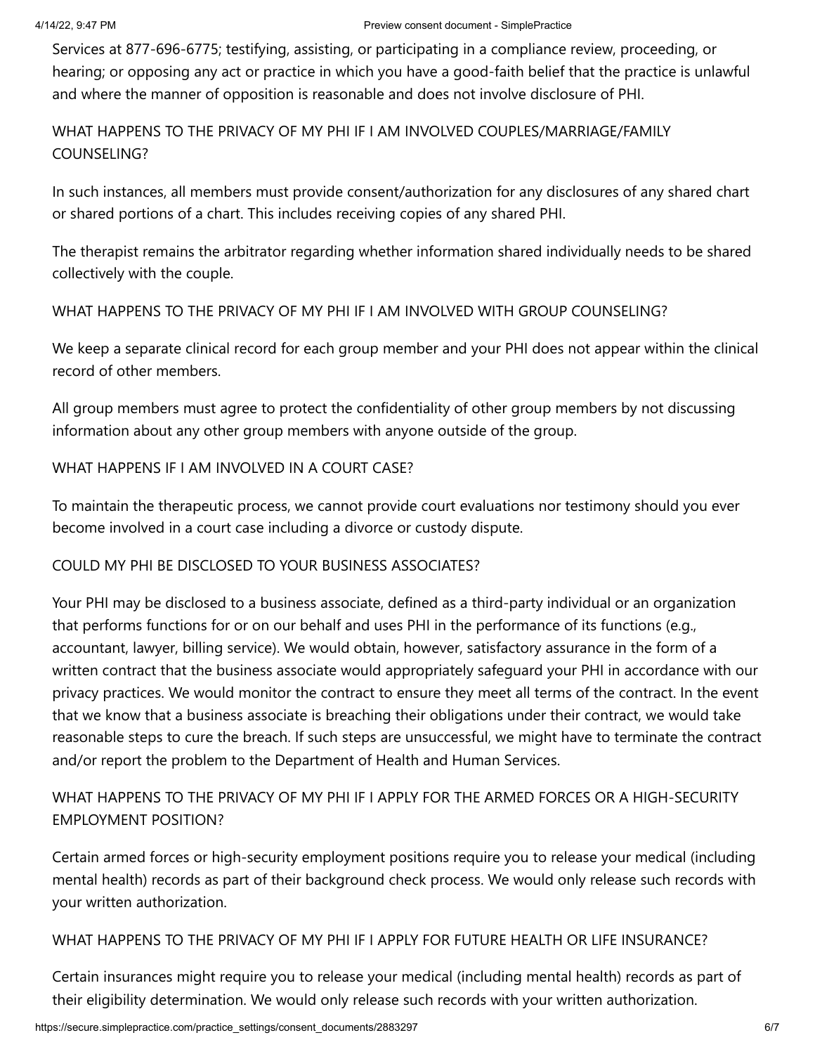Services at 877-696-6775; testifying, assisting, or participating in a compliance review, proceeding, or hearing; or opposing any act or practice in which you have a good-faith belief that the practice is unlawful and where the manner of opposition is reasonable and does not involve disclosure of PHI.

WHAT HAPPENS TO THE PRIVACY OF MY PHI IF I AM INVOLVED COUPLES/MARRIAGE/FAMILY COUNSELING?

In such instances, all members must provide consent/authorization for any disclosures of any shared chart or shared portions of a chart. This includes receiving copies of any shared PHI.

The therapist remains the arbitrator regarding whether information shared individually needs to be shared collectively with the couple.

WHAT HAPPENS TO THE PRIVACY OF MY PHI IF I AM INVOLVED WITH GROUP COUNSELING?

We keep a separate clinical record for each group member and your PHI does not appear within the clinical record of other members.

All group members must agree to protect the confidentiality of other group members by not discussing information about any other group members with anyone outside of the group.

WHAT HAPPENS IF I AM INVOLVED IN A COURT CASE?

To maintain the therapeutic process, we cannot provide court evaluations nor testimony should you ever become involved in a court case including a divorce or custody dispute.

COULD MY PHI BE DISCLOSED TO YOUR BUSINESS ASSOCIATES?

Your PHI may be disclosed to a business associate, defined as a third-party individual or an organization that performs functions for or on our behalf and uses PHI in the performance of its functions (e.g., accountant, lawyer, billing service). We would obtain, however, satisfactory assurance in the form of a written contract that the business associate would appropriately safeguard your PHI in accordance with our privacy practices. We would monitor the contract to ensure they meet all terms of the contract. In the event that we know that a business associate is breaching their obligations under their contract, we would take reasonable steps to cure the breach. If such steps are unsuccessful, we might have to terminate the contract and/or report the problem to the Department of Health and Human Services.

WHAT HAPPENS TO THE PRIVACY OF MY PHI IF I APPLY FOR THE ARMED FORCES OR A HIGH-SECURITY EMPLOYMENT POSITION?

Certain armed forces or high-security employment positions require you to release your medical (including mental health) records as part of their background check process. We would only release such records with your written authorization.

WHAT HAPPENS TO THE PRIVACY OF MY PHI IF I APPLY FOR FUTURE HEALTH OR LIFE INSURANCE?

Certain insurances might require you to release your medical (including mental health) records as part of their eligibility determination. We would only release such records with your written authorization.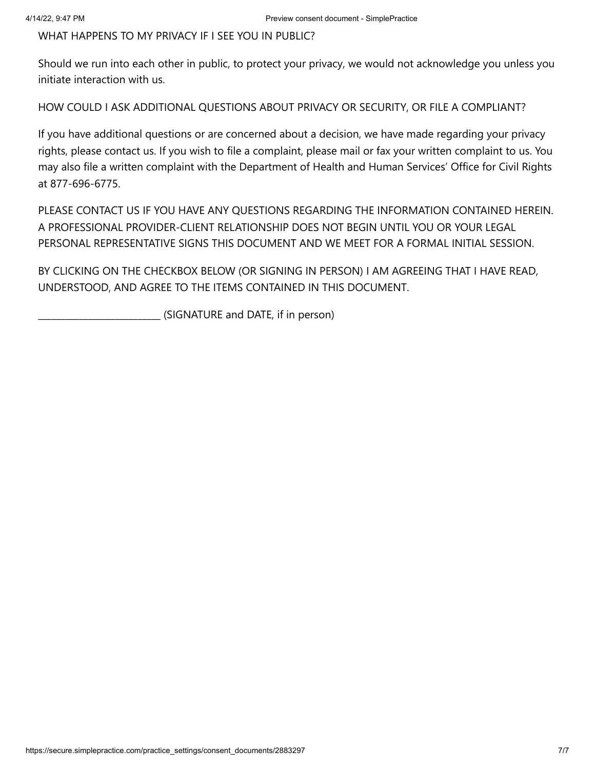WHAT HAPPENS TO MY PRIVACY IF I SEE YOU IN PUBLIC?

Should we run into each other in public, to protect your privacy, we would not acknowledge you unless you initiate interaction with us.

HOW COULD I ASK ADDITIONAL QUESTIONS ABOUT PRIVACY OR SECURITY, OR FILE A COMPLIANT?

If you have additional questions or are concerned about a decision, we have made regarding your privacy rights, please contact us. If you wish to file a complaint, please mail or fax your written complaint to us. You may also file a written complaint with the Department of Health and Human Services' Office for Civil Rights at 877-696-6775.

PLEASE CONTACT US IF YOU HAVE ANY QUESTIONS REGARDING THE INFORMATION CONTAINED HEREIN. A PROFESSIONAL PROVIDER-CLIENT RELATIONSHIP DOES NOT BEGIN UNTIL YOU OR YOUR LEGAL PERSONAL REPRESENTATIVE SIGNS THIS DOCUMENT AND WE MEET FOR A FORMAL INITIAL SESSION.

BY CLICKING ON THE CHECKBOX BELOW (OR SIGNING IN PERSON) I AM AGREEING THAT I HAVE READ, UNDERSTOOD, AND AGREE TO THE ITEMS CONTAINED IN THIS DOCUMENT.

__________________________ (SIGNATURE and DATE, if in person)